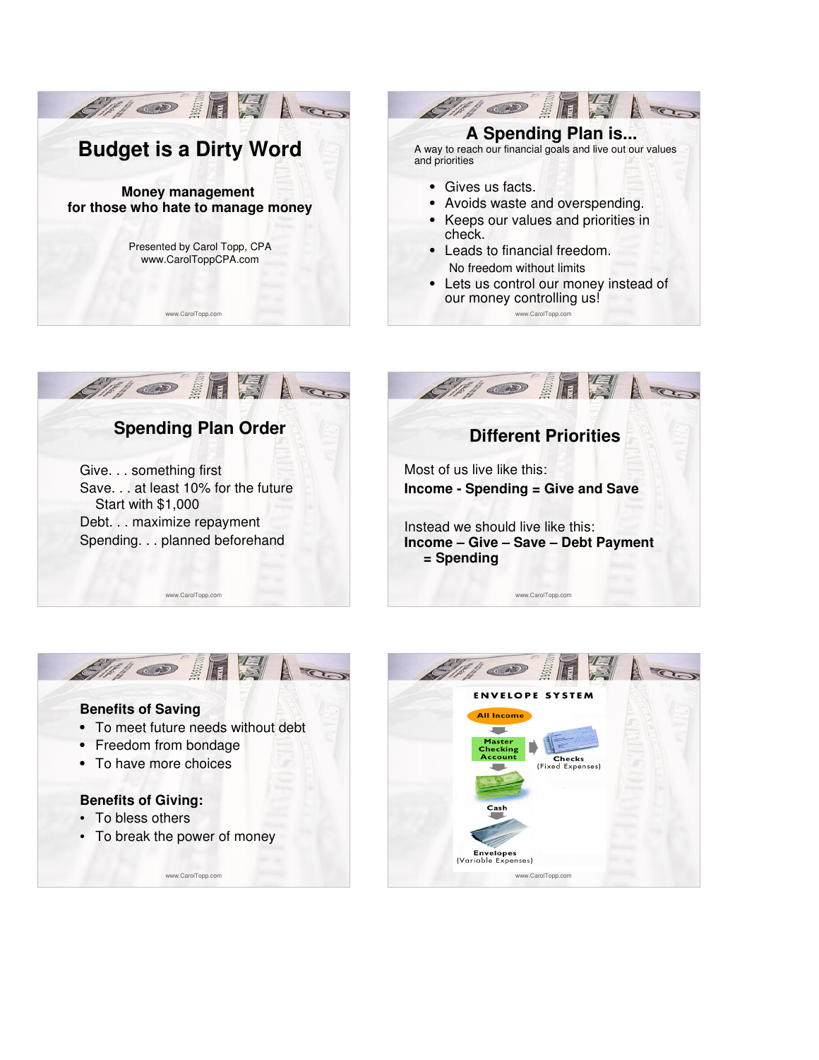# Budget is a Dirty Word

**Money management**
**for those who hate to manage money**

Presented by Carol Topp, CPA
www.CarolToppCPA.com

## A Spending Plan is...

A way to reach our financial goals and live out our values and priorities

- Gives us facts.
- Avoids waste and overspending.
- Keeps our values and priorities in check.
- Leads to financial freedom.
  No freedom without limits
- Lets us control our money instead of our money controlling us!

## Spending Plan Order

Give. . . something first
Save. . . at least 10% for the future
  Start with $1,000
Debt. . . maximize repayment
Spending. . . planned beforehand

## Different Priorities

Most of us live like this:
**Income - Spending = Give and Save**

Instead we should live like this:
**Income – Give – Save – Debt Payment = Spending**

**Benefits of Saving**

- To meet future needs without debt
- Freedom from bondage
- To have more choices

**Benefits of Giving:**

- To bless others
- To break the power of money

ENVELOPE SYSTEM

All Income → Master Checking Account → Checks (Fixed Expenses)
Master Checking Account → Cash → Envelopes (Variable Expenses)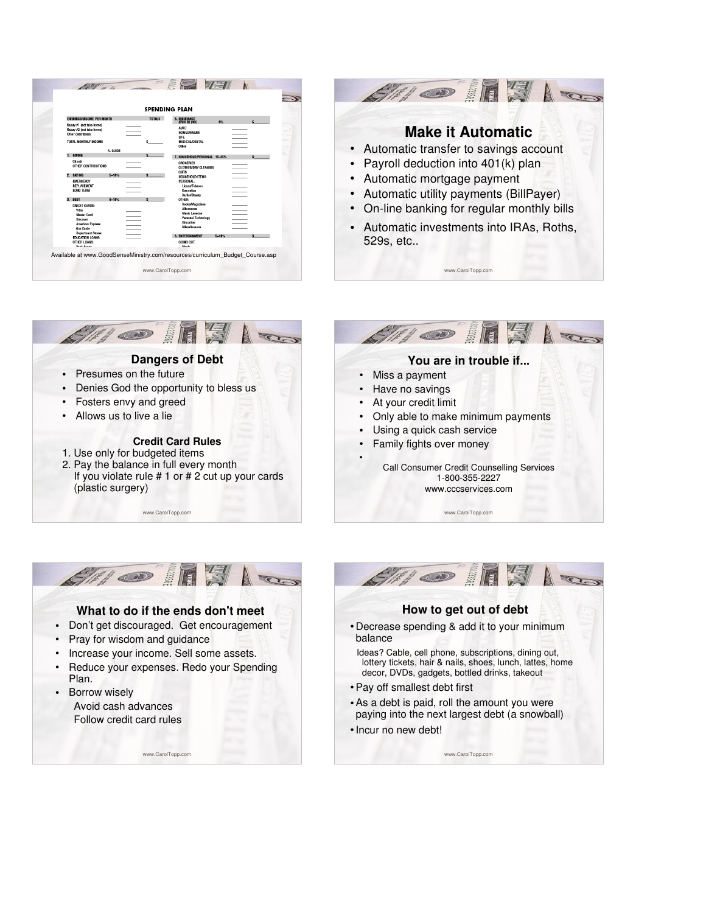## SPENDING PLAN

| EARNINGS/INCOME PER MONTH | TOTALS | 6. INSURANCE (Paid by you) | 5% | $ |
|---|---|---|---|---|
| Salary #1 (net take-home) | | AUTO | | |
| Salary #2 (net take-home) | | HOMEOWNERS | | |
| Other (less taxes) | | LIFE | | |
| TOTAL MONTHLY INCOME | $ | MEDICAL/DENTAL | | |
| | | Other | | |
| % GUIDE | | | | |
| 1. GIVING | $ | 7. HOUSEHOLD/PERSONAL 15–25% | | $ |
| Church | | GROCERIES | | |
| OTHER CONTRIBUTIONS | | CLOTHES/DRY CLEANING | | |
| | | GIFTS | | |
| 2. SAVING 5–10% | $ | HOUSEHOLD ITEMS | | |
| EMERGENCY | | PERSONAL: | | |
| REPLACEMENT | | Liquor/Tobacco | | |
| LONG TERM | | Cosmetics | | |
| | | Barber/Beauty | | |
| 3. DEBT 0–10% | $ | OTHER: | | |
| CREDIT CARDS: | | Books/Magazines | | |
| VISA | | Allowances | | |
| Master Card | | Music Lessons | | |
| Discover | | Personal Technology | | |
| American Express | | Education | | |
| Gas Cards | | Miscellaneous | | |
| Department Stores | | | | |
| EDUCATION LOANS | | 8. ENTERTAINMENT 5–10% | | $ |
| OTHER LOANS: | | GOING OUT: | | |

Available at www.GoodSenseMinistry.com/resources/curriculum_Budget_Course.asp

## Make it Automatic

- Automatic transfer to savings account
- Payroll deduction into 401(k) plan
- Automatic mortgage payment
- Automatic utility payments (BillPayer)
- On-line banking for regular monthly bills
- Automatic investments into IRAs, Roths, 529s, etc..

## Dangers of Debt

- Presumes on the future
- Denies God the opportunity to bless us
- Fosters envy and greed
- Allows us to live a lie

### Credit Card Rules

1. Use only for budgeted items
2. Pay the balance in full every month
   If you violate rule # 1 or # 2 cut up your cards (plastic surgery)

## You are in trouble if...

- Miss a payment
- Have no savings
- At your credit limit
- Only able to make minimum payments
- Using a quick cash service
- Family fights over money

Call Consumer Credit Counselling Services
1-800-355-2227
www.cccservices.com

## What to do if the ends don't meet

- Don't get discouraged. Get encouragement
- Pray for wisdom and guidance
- Increase your income. Sell some assets.
- Reduce your expenses. Redo your Spending Plan.
- Borrow wisely
  - Avoid cash advances
  - Follow credit card rules

## How to get out of debt

- Decrease spending & add it to your minimum balance

  Ideas? Cable, cell phone, subscriptions, dining out, lottery tickets, hair & nails, shoes, lunch, lattes, home decor, DVDs, gadgets, bottled drinks, takeout
- Pay off smallest debt first
- As a debt is paid, roll the amount you were paying into the next largest debt (a snowball)
- Incur no new debt!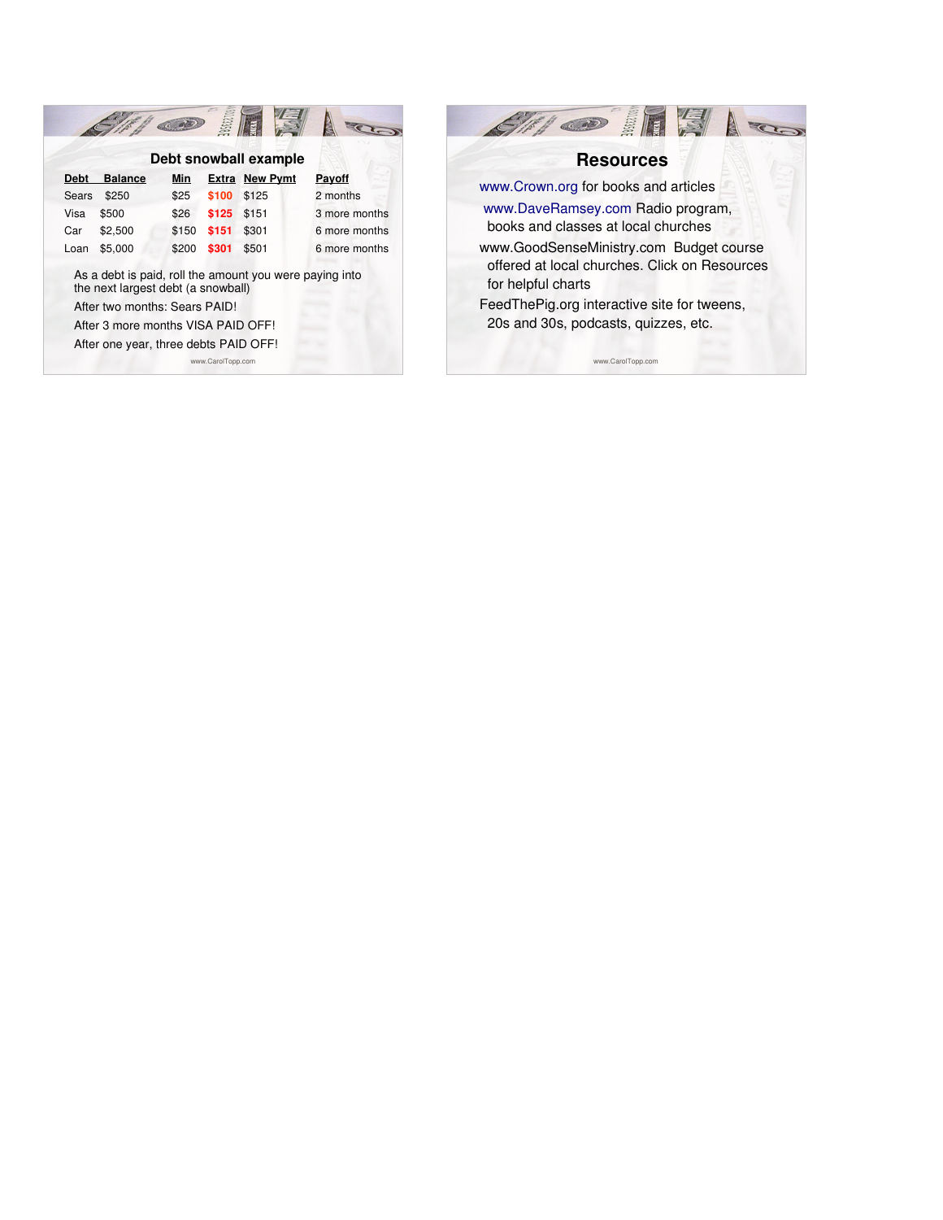## Debt snowball example

| Debt | Balance | Min | Extra | New Pymt | Payoff |
|---|---|---|---|---|---|
| Sears | $250 | $25 | **$100** | $125 | 2 months |
| Visa | $500 | $26 | **$125** | $151 | 3 more months |
| Car | $2,500 | $150 | **$151** | $301 | 6 more months |
| Loan | $5,000 | $200 | **$301** | $501 | 6 more months |

As a debt is paid, roll the amount you were paying into the next largest debt (a snowball)

After two months: Sears PAID!

After 3 more months VISA PAID OFF!

After one year, three debts PAID OFF!

www.CarolTopp.com

## Resources

www.Crown.org for books and articles

www.DaveRamsey.com Radio program, books and classes at local churches

www.GoodSenseMinistry.com Budget course offered at local churches. Click on Resources for helpful charts

FeedThePig.org interactive site for tweens, 20s and 30s, podcasts, quizzes, etc.

www.CarolTopp.com